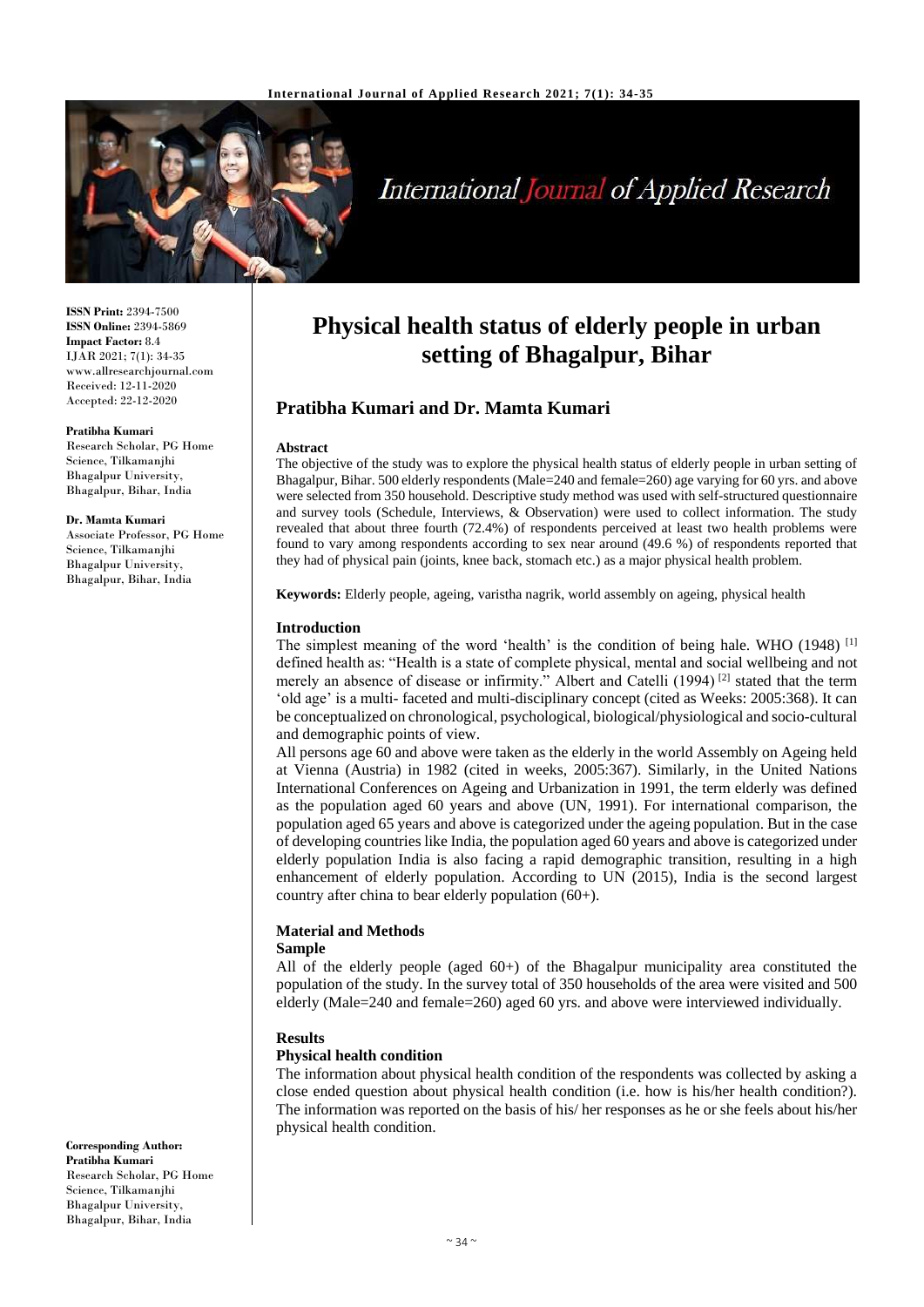**ISSN Print:** 2394-7500
**ISSN Online:** 2394-5869
**Impact Factor:** 8.4
IJAR 2021; 7(1): 34-35
www.allresearchjournal.com
Received: 12-11-2020
Accepted: 22-12-2020

**Pratibha Kumari**
Research Scholar, PG Home Science, Tilkamanjhi Bhagalpur University, Bhagalpur, Bihar, India

**Dr. Mamta Kumari**
Associate Professor, PG Home Science, Tilkamanjhi Bhagalpur University, Bhagalpur, Bihar, India

**Corresponding Author:**
**Pratibha Kumari**
Research Scholar, PG Home Science, Tilkamanjhi Bhagalpur University, Bhagalpur, Bihar, India

# Physical health status of elderly people in urban setting of Bhagalpur, Bihar

## Pratibha Kumari and Dr. Mamta Kumari

### Abstract

The objective of the study was to explore the physical health status of elderly people in urban setting of Bhagalpur, Bihar. 500 elderly respondents (Male=240 and female=260) age varying for 60 yrs. and above were selected from 350 household. Descriptive study method was used with self-structured questionnaire and survey tools (Schedule, Interviews, & Observation) were used to collect information. The study revealed that about three fourth (72.4%) of respondents perceived at least two health problems were found to vary among respondents according to sex near around (49.6 %) of respondents reported that they had of physical pain (joints, knee back, stomach etc.) as a major physical health problem.

**Keywords:** Elderly people, ageing, varistha nagrik, world assembly on ageing, physical health

### Introduction

The simplest meaning of the word 'health' is the condition of being hale. WHO (1948) [1] defined health as: "Health is a state of complete physical, mental and social wellbeing and not merely an absence of disease or infirmity." Albert and Catelli (1994) [2] stated that the term 'old age' is a multi- faceted and multi-disciplinary concept (cited as Weeks: 2005:368). It can be conceptualized on chronological, psychological, biological/physiological and socio-cultural and demographic points of view.

All persons age 60 and above were taken as the elderly in the world Assembly on Ageing held at Vienna (Austria) in 1982 (cited in weeks, 2005:367). Similarly, in the United Nations International Conferences on Ageing and Urbanization in 1991, the term elderly was defined as the population aged 60 years and above (UN, 1991). For international comparison, the population aged 65 years and above is categorized under the ageing population. But in the case of developing countries like India, the population aged 60 years and above is categorized under elderly population India is also facing a rapid demographic transition, resulting in a high enhancement of elderly population. According to UN (2015), India is the second largest country after china to bear elderly population (60+).

### Material and Methods

#### Sample

All of the elderly people (aged 60+) of the Bhagalpur municipality area constituted the population of the study. In the survey total of 350 households of the area were visited and 500 elderly (Male=240 and female=260) aged 60 yrs. and above were interviewed individually.

### Results

#### Physical health condition

The information about physical health condition of the respondents was collected by asking a close ended question about physical health condition (i.e. how is his/her health condition?). The information was reported on the basis of his/ her responses as he or she feels about his/her physical health condition.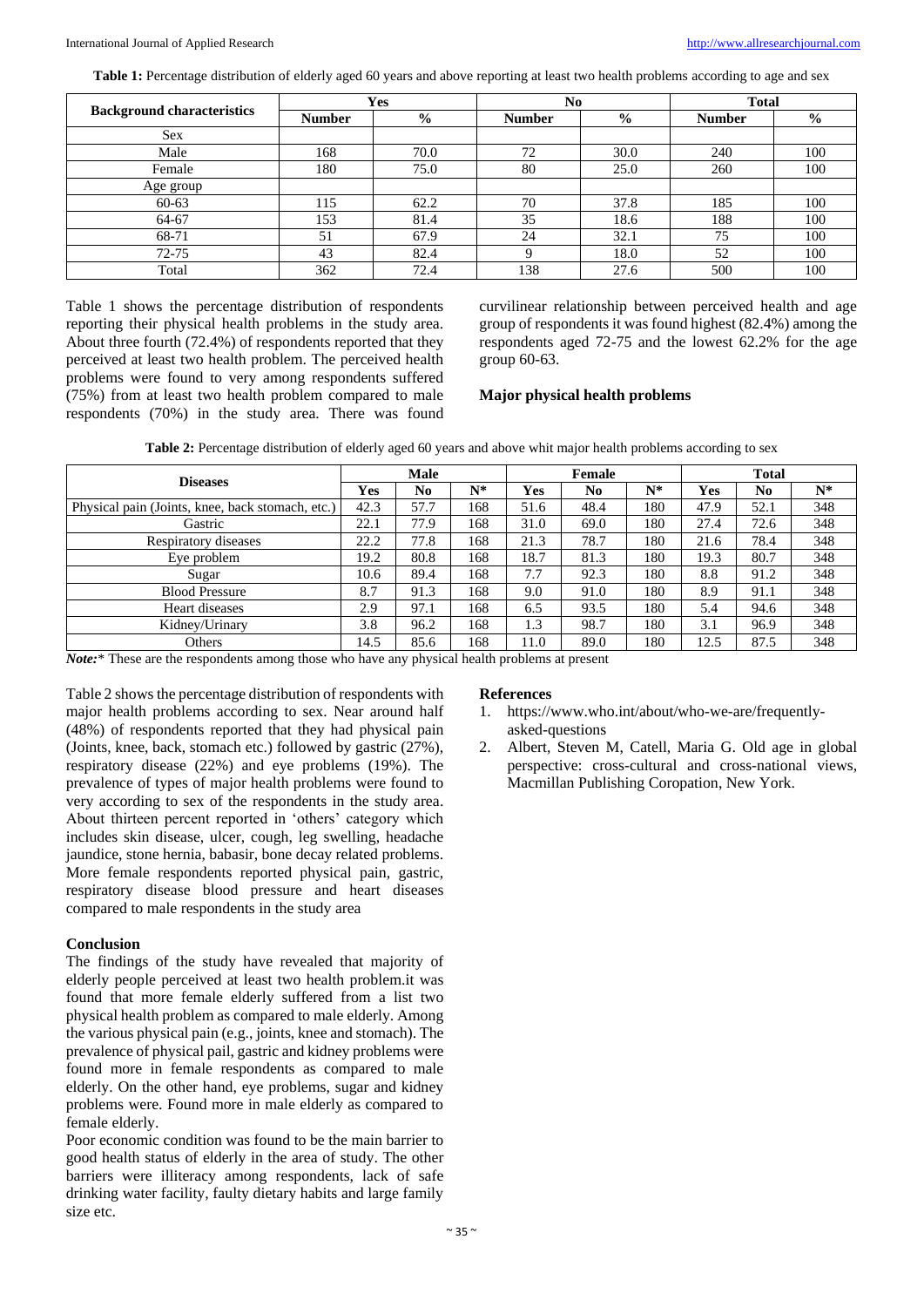**Table 1:** Percentage distribution of elderly aged 60 years and above reporting at least two health problems according to age and sex

| Background characteristics | Yes | | No | | Total | |
|---|---|---|---|---|---|---|
| | Number | % | Number | % | Number | % |
| Sex | | | | | | |
| Male | 168 | 70.0 | 72 | 30.0 | 240 | 100 |
| Female | 180 | 75.0 | 80 | 25.0 | 260 | 100 |
| Age group | | | | | | |
| 60-63 | 115 | 62.2 | 70 | 37.8 | 185 | 100 |
| 64-67 | 153 | 81.4 | 35 | 18.6 | 188 | 100 |
| 68-71 | 51 | 67.9 | 24 | 32.1 | 75 | 100 |
| 72-75 | 43 | 82.4 | 9 | 18.0 | 52 | 100 |
| Total | 362 | 72.4 | 138 | 27.6 | 500 | 100 |

Table 1 shows the percentage distribution of respondents reporting their physical health problems in the study area. About three fourth (72.4%) of respondents reported that they perceived at least two health problem. The perceived health problems were found to very among respondents suffered (75%) from at least two health problem compared to male respondents (70%) in the study area. There was found curvilinear relationship between perceived health and age group of respondents it was found highest (82.4%) among the respondents aged 72-75 and the lowest 62.2% for the age group 60-63.

## Major physical health problems

**Table 2:** Percentage distribution of elderly aged 60 years and above whit major health problems according to sex

| Diseases | Male | | | Female | | | Total | | |
|---|---|---|---|---|---|---|---|---|---|
| | Yes | No | N* | Yes | No | N* | Yes | No | N* |
| Physical pain (Joints, knee, back stomach, etc.) | 42.3 | 57.7 | 168 | 51.6 | 48.4 | 180 | 47.9 | 52.1 | 348 |
| Gastric | 22.1 | 77.9 | 168 | 31.0 | 69.0 | 180 | 27.4 | 72.6 | 348 |
| Respiratory diseases | 22.2 | 77.8 | 168 | 21.3 | 78.7 | 180 | 21.6 | 78.4 | 348 |
| Eye problem | 19.2 | 80.8 | 168 | 18.7 | 81.3 | 180 | 19.3 | 80.7 | 348 |
| Sugar | 10.6 | 89.4 | 168 | 7.7 | 92.3 | 180 | 8.8 | 91.2 | 348 |
| Blood Pressure | 8.7 | 91.3 | 168 | 9.0 | 91.0 | 180 | 8.9 | 91.1 | 348 |
| Heart diseases | 2.9 | 97.1 | 168 | 6.5 | 93.5 | 180 | 5.4 | 94.6 | 348 |
| Kidney/Urinary | 3.8 | 96.2 | 168 | 1.3 | 98.7 | 180 | 3.1 | 96.9 | 348 |
| Others | 14.5 | 85.6 | 168 | 11.0 | 89.0 | 180 | 12.5 | 87.5 | 348 |

*Note:** These are the respondents among those who have any physical health problems at present

Table 2 shows the percentage distribution of respondents with major health problems according to sex. Near around half (48%) of respondents reported that they had physical pain (Joints, knee, back, stomach etc.) followed by gastric (27%), respiratory disease (22%) and eye problems (19%). The prevalence of types of major health problems were found to very according to sex of the respondents in the study area. About thirteen percent reported in 'others' category which includes skin disease, ulcer, cough, leg swelling, headache jaundice, stone hernia, babasir, bone decay related problems. More female respondents reported physical pain, gastric, respiratory disease blood pressure and heart diseases compared to male respondents in the study area

## Conclusion

The findings of the study have revealed that majority of elderly people perceived at least two health problem.it was found that more female elderly suffered from a list two physical health problem as compared to male elderly. Among the various physical pain (e.g., joints, knee and stomach). The prevalence of physical pail, gastric and kidney problems were found more in female respondents as compared to male elderly. On the other hand, eye problems, sugar and kidney problems were. Found more in male elderly as compared to female elderly.

Poor economic condition was found to be the main barrier to good health status of elderly in the area of study. The other barriers were illiteracy among respondents, lack of safe drinking water facility, faulty dietary habits and large family size etc.

## References

1. https://www.who.int/about/who-we-are/frequently-asked-questions
2. Albert, Steven M, Catell, Maria G. Old age in global perspective: cross-cultural and cross-national views, Macmillan Publishing Coropation, New York.